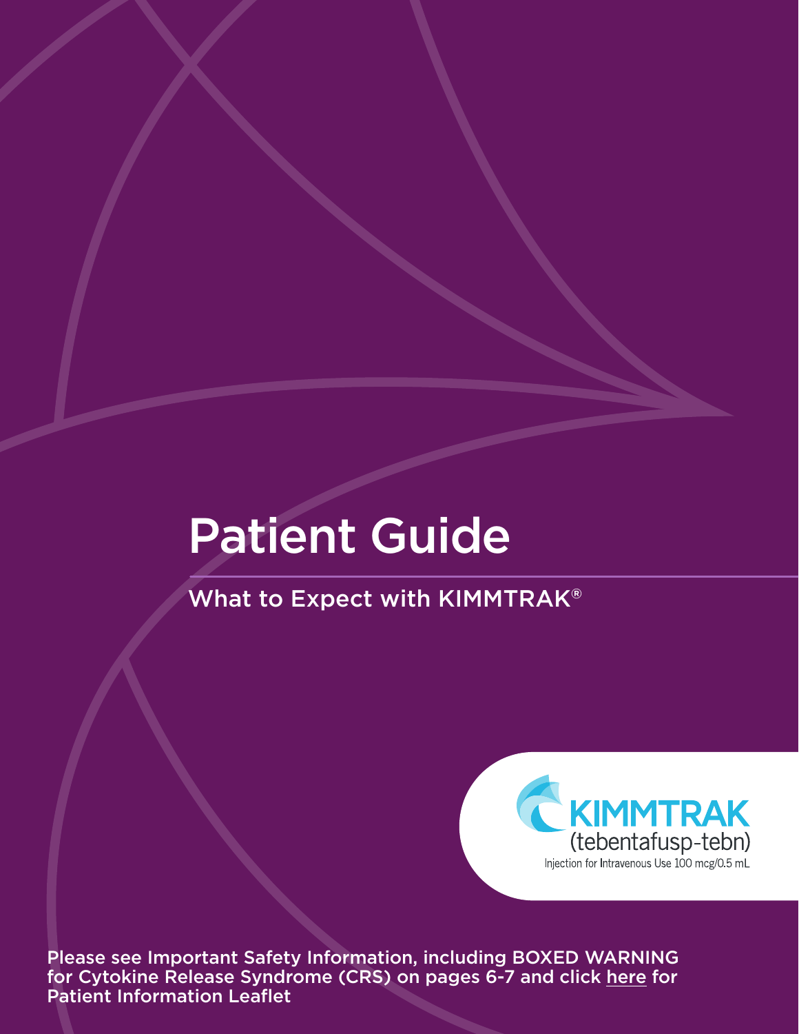# Patient Guide

## What to Expect with KIMMTRAK®

KIMMTRAK
(tebentafusp-tebn)
Injection for Intravenous Use 100 mcg/0.5 mL

Please see Important Safety Information, including BOXED WARNING for Cytokine Release Syndrome (CRS) on pages 6-7 and click here for Patient Information Leaflet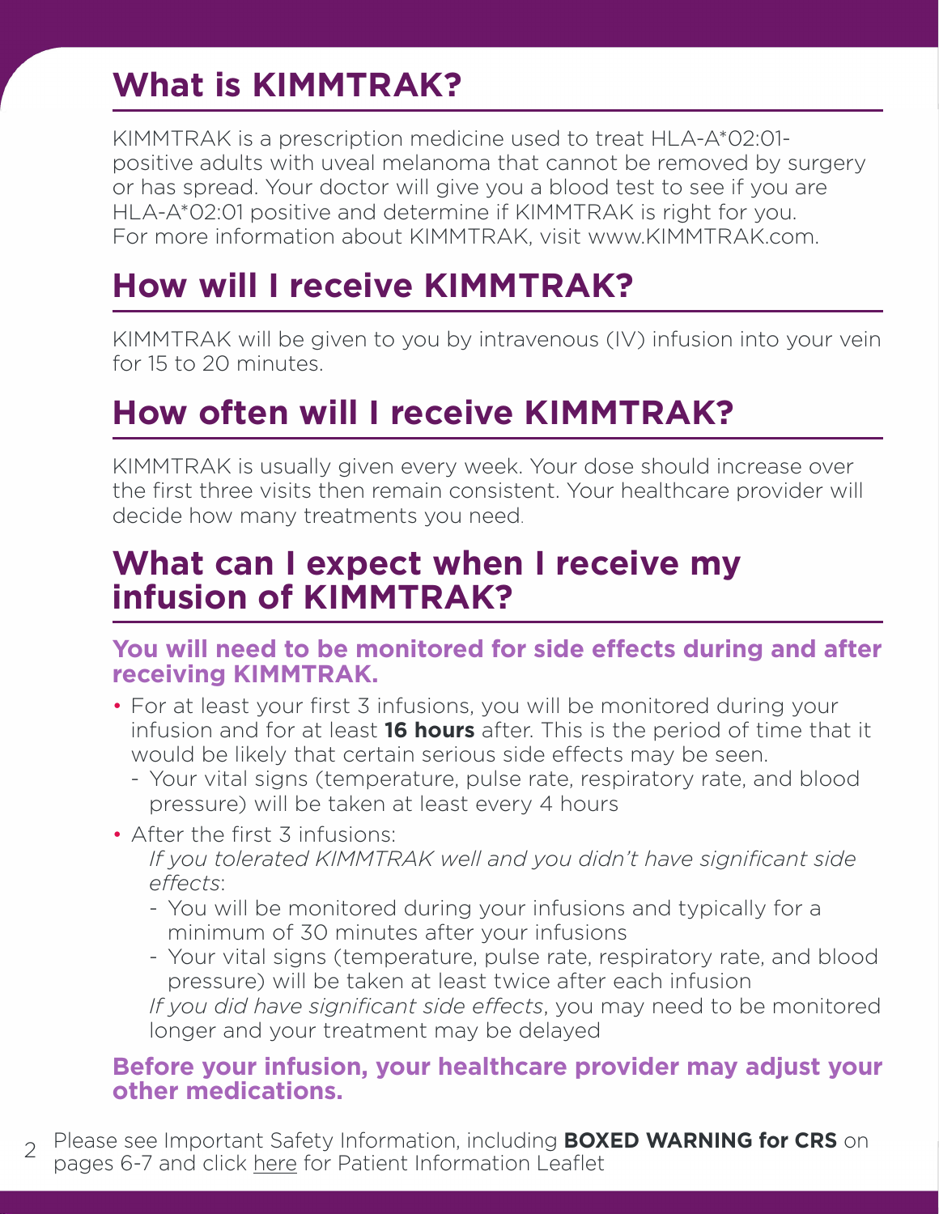## What is KIMMTRAK?

KIMMTRAK is a prescription medicine used to treat HLA-A*02:01-positive adults with uveal melanoma that cannot be removed by surgery or has spread. Your doctor will give you a blood test to see if you are HLA-A*02:01 positive and determine if KIMMTRAK is right for you. For more information about KIMMTRAK, visit www.KIMMTRAK.com.

## How will I receive KIMMTRAK?

KIMMTRAK will be given to you by intravenous (IV) infusion into your vein for 15 to 20 minutes.

## How often will I receive KIMMTRAK?

KIMMTRAK is usually given every week. Your dose should increase over the first three visits then remain consistent. Your healthcare provider will decide how many treatments you need.

## What can I expect when I receive my infusion of KIMMTRAK?

### You will need to be monitored for side effects during and after receiving KIMMTRAK.

- For at least your first 3 infusions, you will be monitored during your infusion and for at least **16 hours** after. This is the period of time that it would be likely that certain serious side effects may be seen.
  - Your vital signs (temperature, pulse rate, respiratory rate, and blood pressure) will be taken at least every 4 hours
- After the first 3 infusions:

  *If you tolerated KIMMTRAK well and you didn't have significant side effects*:
  - You will be monitored during your infusions and typically for a minimum of 30 minutes after your infusions
  - Your vital signs (temperature, pulse rate, respiratory rate, and blood pressure) will be taken at least twice after each infusion

  *If you did have significant side effects*, you may need to be monitored longer and your treatment may be delayed

### Before your infusion, your healthcare provider may adjust your other medications.

Please see Important Safety Information, including **BOXED WARNING for CRS** on pages 6-7 and click here for Patient Information Leaflet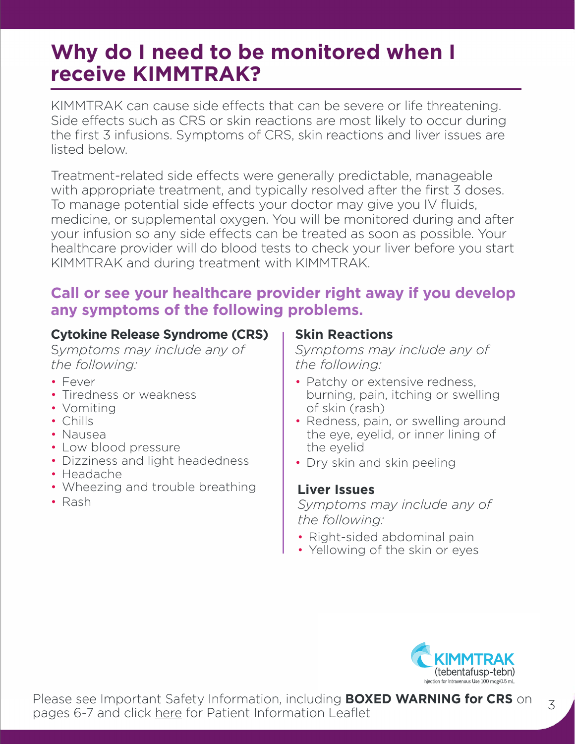# Why do I need to be monitored when I receive KIMMTRAK?

KIMMTRAK can cause side effects that can be severe or life threatening. Side effects such as CRS or skin reactions are most likely to occur during the first 3 infusions. Symptoms of CRS, skin reactions and liver issues are listed below.

Treatment-related side effects were generally predictable, manageable with appropriate treatment, and typically resolved after the first 3 doses. To manage potential side effects your doctor may give you IV fluids, medicine, or supplemental oxygen. You will be monitored during and after your infusion so any side effects can be treated as soon as possible. Your healthcare provider will do blood tests to check your liver before you start KIMMTRAK and during treatment with KIMMTRAK.

## Call or see your healthcare provider right away if you develop any symptoms of the following problems.

**Cytokine Release Syndrome (CRS)**

*Symptoms may include any of the following:*

- Fever
- Tiredness or weakness
- Vomiting
- Chills
- Nausea
- Low blood pressure
- Dizziness and light headedness
- Headache
- Wheezing and trouble breathing
- Rash

**Skin Reactions**

*Symptoms may include any of the following:*

- Patchy or extensive redness, burning, pain, itching or swelling of skin (rash)
- Redness, pain, or swelling around the eye, eyelid, or inner lining of the eyelid
- Dry skin and skin peeling

**Liver Issues**

*Symptoms may include any of the following:*

- Right-sided abdominal pain
- Yellowing of the skin or eyes

KIMMTRAK (tebentafusp-tebn) Injection for Intravenous Use 100 mcg/0.5 mL

Please see Important Safety Information, including **BOXED WARNING for CRS** on pages 6-7 and click here for Patient Information Leaflet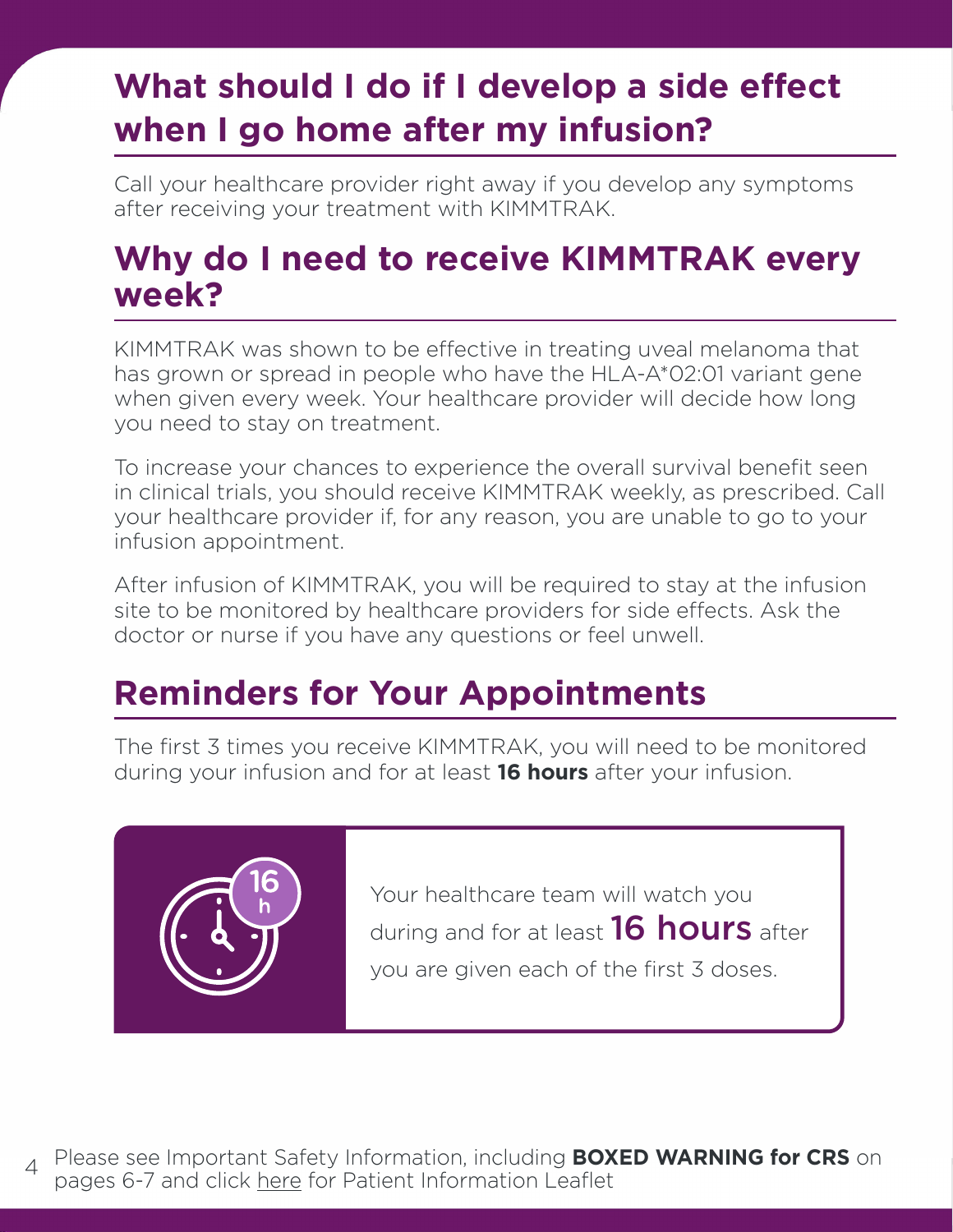## What should I do if I develop a side effect when I go home after my infusion?

Call your healthcare provider right away if you develop any symptoms after receiving your treatment with KIMMTRAK.

## Why do I need to receive KIMMTRAK every week?

KIMMTRAK was shown to be effective in treating uveal melanoma that has grown or spread in people who have the HLA-A*02:01 variant gene when given every week. Your healthcare provider will decide how long you need to stay on treatment.

To increase your chances to experience the overall survival benefit seen in clinical trials, you should receive KIMMTRAK weekly, as prescribed. Call your healthcare provider if, for any reason, you are unable to go to your infusion appointment.

After infusion of KIMMTRAK, you will be required to stay at the infusion site to be monitored by healthcare providers for side effects. Ask the doctor or nurse if you have any questions or feel unwell.

## Reminders for Your Appointments

The first 3 times you receive KIMMTRAK, you will need to be monitored during your infusion and for at least **16 hours** after your infusion.

16 h

Your healthcare team will watch you during and for at least **16 hours** after you are given each of the first 3 doses.

Please see Important Safety Information, including **BOXED WARNING for CRS** on pages 6-7 and click here for Patient Information Leaflet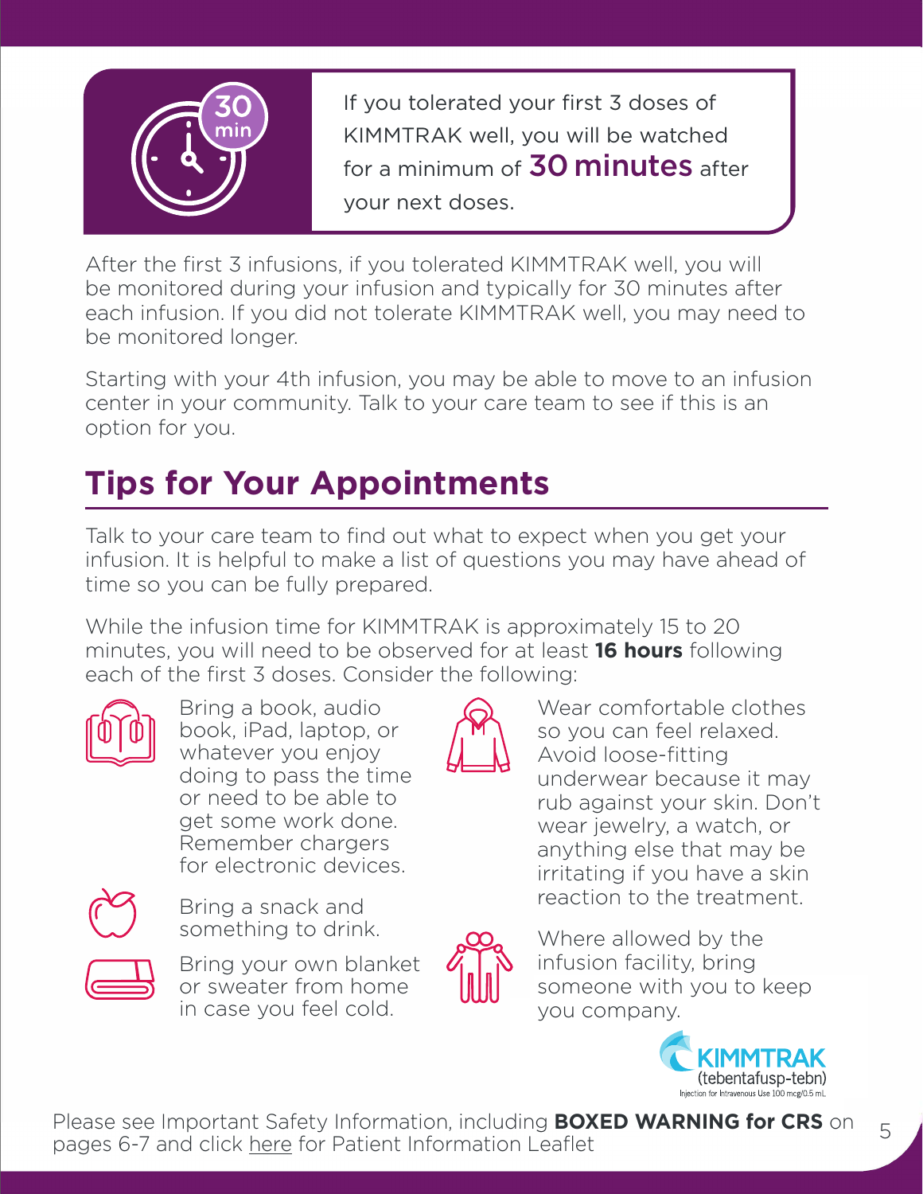If you tolerated your first 3 doses of KIMMTRAK well, you will be watched for a minimum of **30 minutes** after your next doses.

After the first 3 infusions, if you tolerated KIMMTRAK well, you will be monitored during your infusion and typically for 30 minutes after each infusion. If you did not tolerate KIMMTRAK well, you may need to be monitored longer.

Starting with your 4th infusion, you may be able to move to an infusion center in your community. Talk to your care team to see if this is an option for you.

## Tips for Your Appointments

Talk to your care team to find out what to expect when you get your infusion. It is helpful to make a list of questions you may have ahead of time so you can be fully prepared.

While the infusion time for KIMMTRAK is approximately 15 to 20 minutes, you will need to be observed for at least **16 hours** following each of the first 3 doses. Consider the following:

- Bring a book, audio book, iPad, laptop, or whatever you enjoy doing to pass the time or need to be able to get some work done. Remember chargers for electronic devices.
- Bring a snack and something to drink.
- Bring your own blanket or sweater from home in case you feel cold.
- Wear comfortable clothes so you can feel relaxed. Avoid loose-fitting underwear because it may rub against your skin. Don't wear jewelry, a watch, or anything else that may be irritating if you have a skin reaction to the treatment.
- Where allowed by the infusion facility, bring someone with you to keep you company.

KIMMTRAK (tebentafusp-tebn) Injection for Intravenous Use 100 mcg/0.5 mL

Please see Important Safety Information, including **BOXED WARNING for CRS** on pages 6-7 and click here for Patient Information Leaflet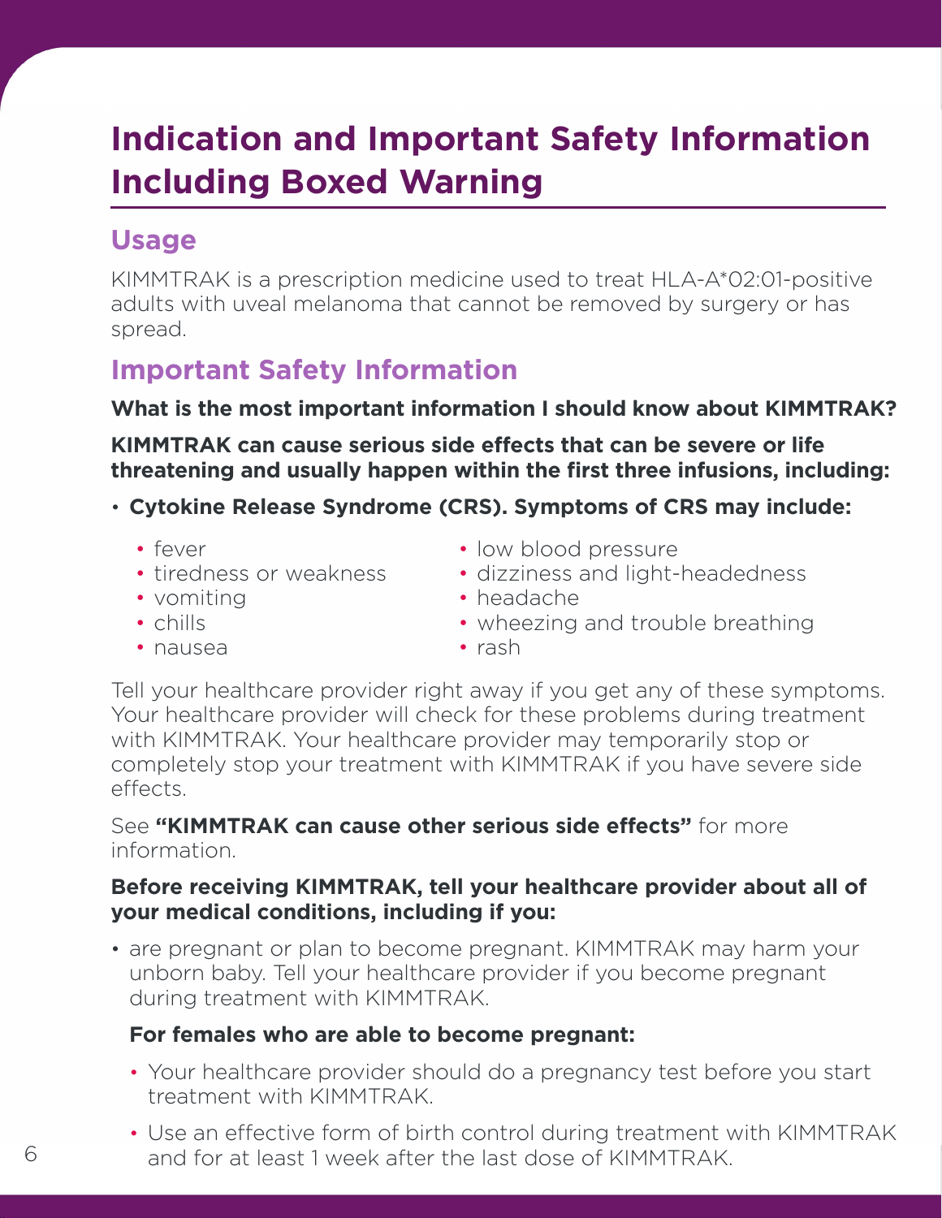# Indication and Important Safety Information Including Boxed Warning

## Usage

KIMMTRAK is a prescription medicine used to treat HLA-A*02:01-positive adults with uveal melanoma that cannot be removed by surgery or has spread.

## Important Safety Information

**What is the most important information I should know about KIMMTRAK?**

**KIMMTRAK can cause serious side effects that can be severe or life threatening and usually happen within the first three infusions, including:**

- **Cytokine Release Syndrome (CRS). Symptoms of CRS may include:**
  - fever
  - tiredness or weakness
  - vomiting
  - chills
  - nausea
  - low blood pressure
  - dizziness and light-headedness
  - headache
  - wheezing and trouble breathing
  - rash

Tell your healthcare provider right away if you get any of these symptoms. Your healthcare provider will check for these problems during treatment with KIMMTRAK. Your healthcare provider may temporarily stop or completely stop your treatment with KIMMTRAK if you have severe side effects.

See **"KIMMTRAK can cause other serious side effects"** for more information.

**Before receiving KIMMTRAK, tell your healthcare provider about all of your medical conditions, including if you:**

- are pregnant or plan to become pregnant. KIMMTRAK may harm your unborn baby. Tell your healthcare provider if you become pregnant during treatment with KIMMTRAK.

  **For females who are able to become pregnant:**

  - Your healthcare provider should do a pregnancy test before you start treatment with KIMMTRAK.
  - Use an effective form of birth control during treatment with KIMMTRAK and for at least 1 week after the last dose of KIMMTRAK.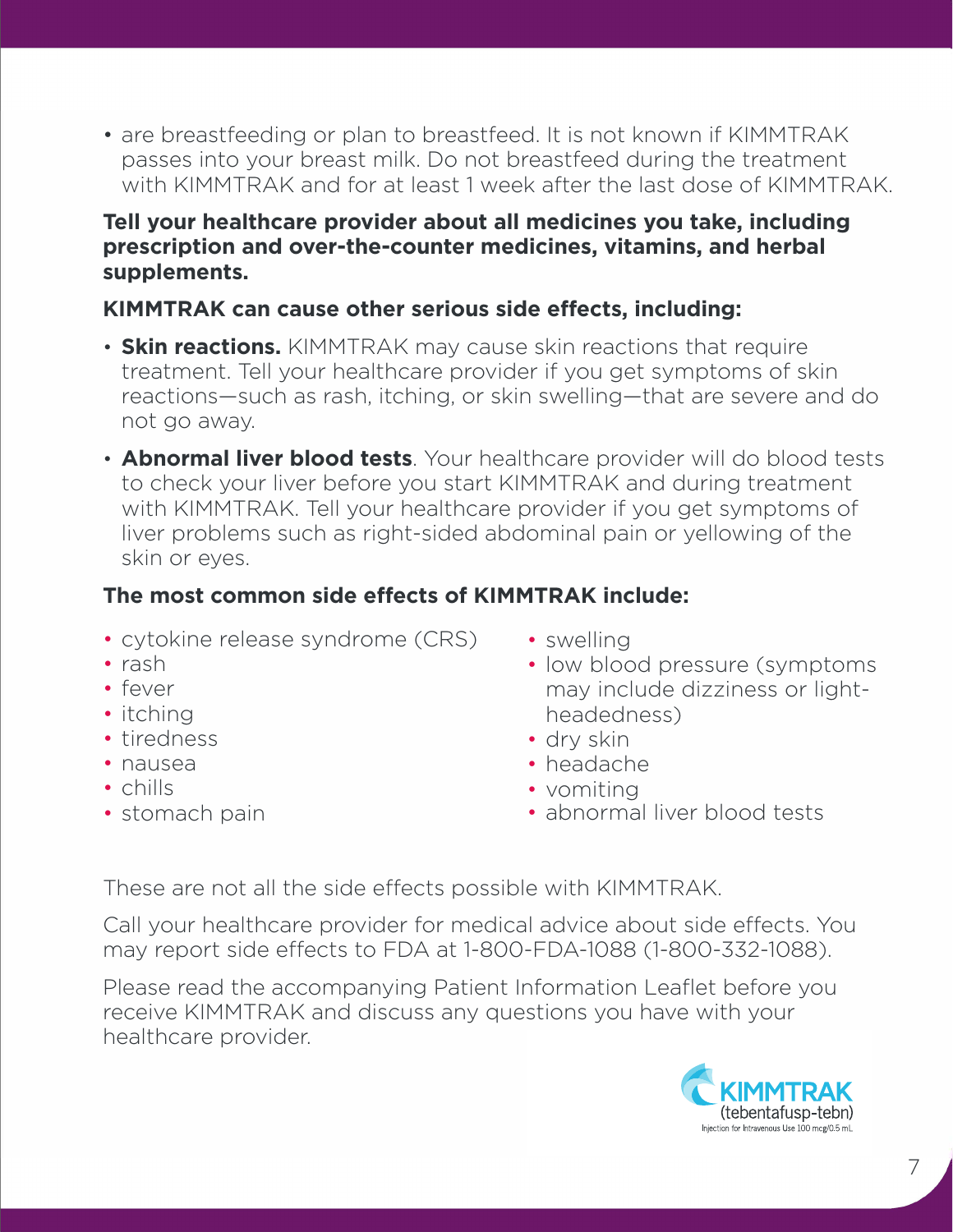- are breastfeeding or plan to breastfeed. It is not known if KIMMTRAK passes into your breast milk. Do not breastfeed during the treatment with KIMMTRAK and for at least 1 week after the last dose of KIMMTRAK.

**Tell your healthcare provider about all medicines you take, including prescription and over-the-counter medicines, vitamins, and herbal supplements.**

**KIMMTRAK can cause other serious side effects, including:**

- **Skin reactions.** KIMMTRAK may cause skin reactions that require treatment. Tell your healthcare provider if you get symptoms of skin reactions—such as rash, itching, or skin swelling—that are severe and do not go away.
- **Abnormal liver blood tests**. Your healthcare provider will do blood tests to check your liver before you start KIMMTRAK and during treatment with KIMMTRAK. Tell your healthcare provider if you get symptoms of liver problems such as right-sided abdominal pain or yellowing of the skin or eyes.

**The most common side effects of KIMMTRAK include:**

- cytokine release syndrome (CRS)
- rash
- fever
- itching
- tiredness
- nausea
- chills
- stomach pain
- swelling
- low blood pressure (symptoms may include dizziness or light-headedness)
- dry skin
- headache
- vomiting
- abnormal liver blood tests

These are not all the side effects possible with KIMMTRAK.

Call your healthcare provider for medical advice about side effects. You may report side effects to FDA at 1-800-FDA-1088 (1-800-332-1088).

Please read the accompanying Patient Information Leaflet before you receive KIMMTRAK and discuss any questions you have with your healthcare provider.

KIMMTRAK (tebentafusp-tebn) Injection for Intravenous Use 100 mcg/0.5 mL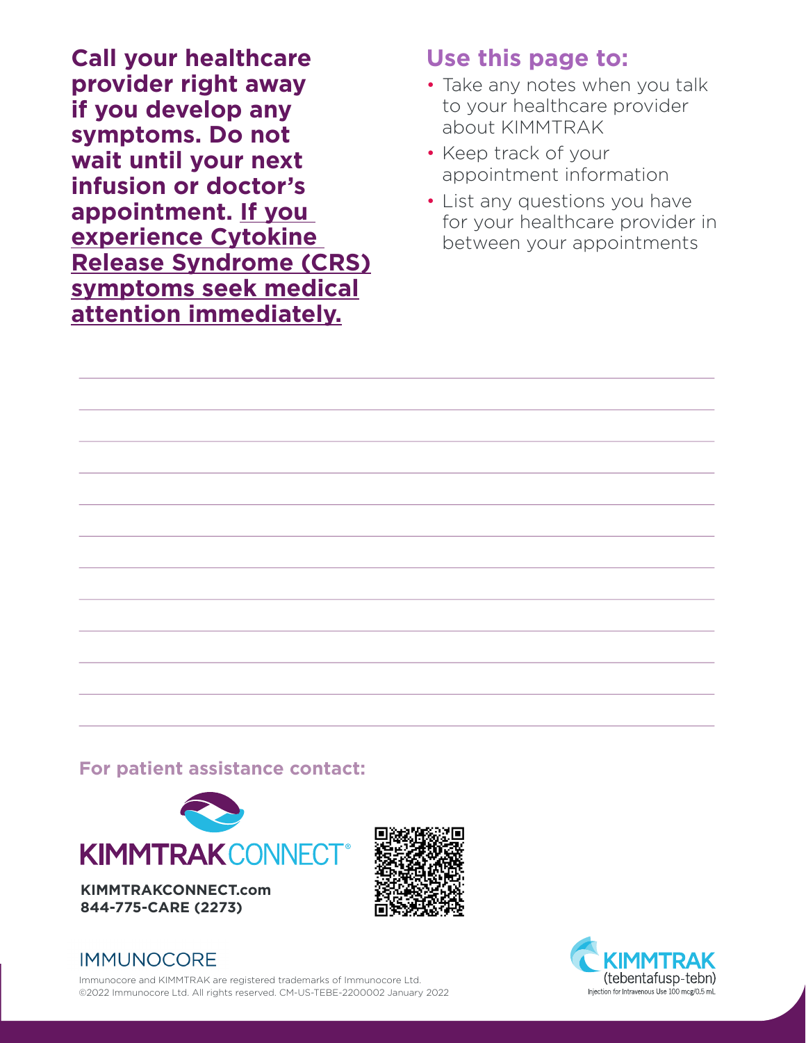**Call your healthcare provider right away if you develop any symptoms. Do not wait until your next infusion or doctor's appointment. <u>If you experience Cytokine Release Syndrome (CRS) symptoms seek medical attention immediately.</u>**

## Use this page to:

- Take any notes when you talk to your healthcare provider about KIMMTRAK
- Keep track of your appointment information
- List any questions you have for your healthcare provider in between your appointments

**For patient assistance contact:**

KIMMTRAKCONNECT®

**KIMMTRAKCONNECT.com**
**844-775-CARE (2273)**

IMMUNOCORE

Immunocore and KIMMTRAK are registered trademarks of Immunocore Ltd.
©2022 Immunocore Ltd. All rights reserved. CM-US-TEBE-2200002 January 2022

KIMMTRAK (tebentafusp-tebn) Injection for Intravenous Use 100 mcg/0.5 mL